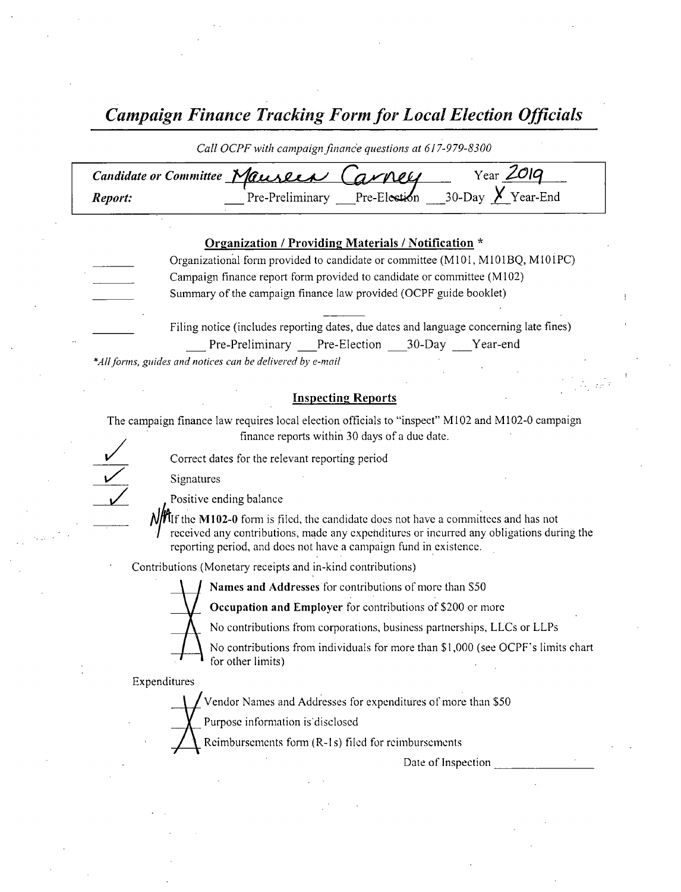## *Campaign Finance Tracking Form for Local Election Officials*

*Call OCPF with campaign finance questions at 617-979-8300*

**Candidate or Committee** Maureen Carney Year 2019

**Report:** ___ Pre-Preliminary ___ Pre-Election ___ 30-Day X Year-End

### Organization / Providing Materials / Notification *

_______ Organizational form provided to candidate or committee (M101, M101BQ, M101PC)

_______ Campaign finance report form provided to candidate or committee (M102)

_______ Summary of the campaign finance law provided (OCPF guide booklet)

_______ Filing notice (includes reporting dates, due dates and language concerning late fines)

___ Pre-Preliminary ___ Pre-Election ___ 30-Day ___ Year-end

*\*All forms, guides and notices can be delivered by e-mail*

### Inspecting Reports

The campaign finance law requires local election officials to "inspect" M102 and M102-0 campaign finance reports within 30 days of a due date.

✓ Correct dates for the relevant reporting period

✓ Signatures

✓ Positive ending balance

N/A If the **M102-0** form is filed, the candidate does not have a committees and has not received any contributions, made any expenditures or incurred any obligations during the reporting period, and does not have a campaign fund in existence.

Contributions (Monetary receipts and in-kind contributions)

X **Names and Addresses** for contributions of more than $50

X **Occupation and Employer** for contributions of $200 or more

X No contributions from corporations, business partnerships, LLCs or LLPs

X No contributions from individuals for more than $1,000 (see OCPF's limits chart for other limits)

Expenditures

X Vendor Names and Addresses for expenditures of more than $50

X Purpose information is disclosed

X Reimbursements form (R-1s) filed for reimbursements

Date of Inspection _______________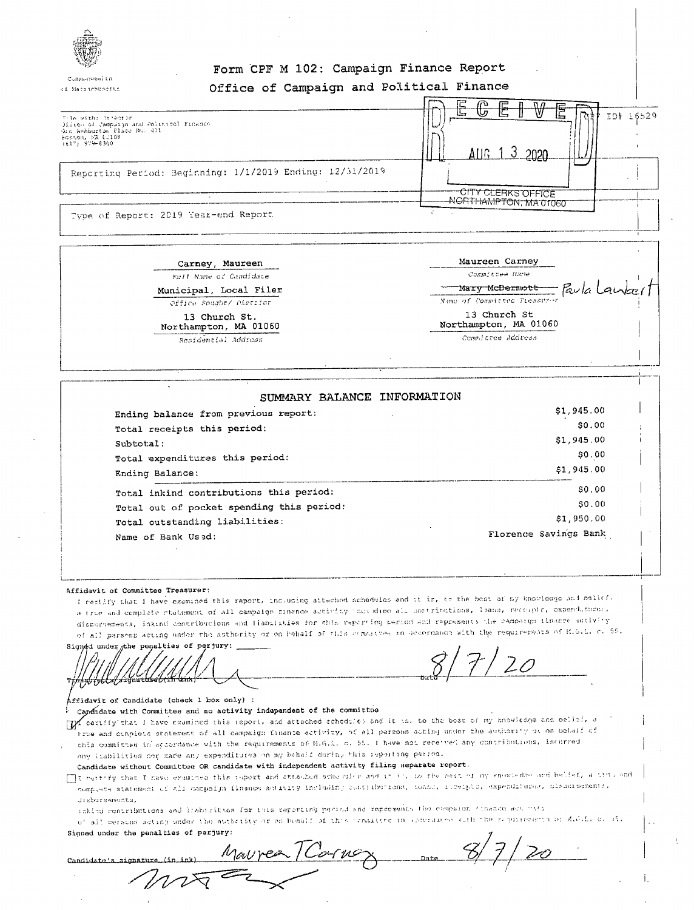Commonwealth of Massachusetts

# Form CPF M 102: Campaign Finance Report

## Office of Campaign and Political Finance

File with: Director
Office of Campaign and Political Finance
One Ashburton Place Rm. 411
Boston, MA 02108
(617) 979-8300

RECEIVED
AUG 13 2020
CITY CLERKS OFFICE
NORTHAMPTON, MA 01060

CPF ID# 16529

Reporting Period: Beginning: 1/1/2019 Ending: 12/31/2019

Type of Report: 2019 Year-end Report

Carney, Maureen
*Full Name of Candidate*

Municipal, Local Filer
*Office Sought/ District*

13 Church St.
Northampton, MA 01060
*Residential Address*

Maureen Carney
*Committee Name*

~~Mary McDermott~~ Paula Lambert
*Name of Committee Treasurer*

13 Church St
Northampton, MA 01060
*Committee Address*

### SUMMARY BALANCE INFORMATION

| | |
|---|---|
| Ending balance from previous report: | $1,945.00 |
| Total receipts this period: | $0.00 |
| Subtotal: | $1,945.00 |
| Total expenditures this period: | $0.00 |
| Ending Balance: | $1,945.00 |
| Total inkind contributions this period: | $0.00 |
| Total out of pocket spending this period: | $0.00 |
| Total outstanding liabilities: | $1,950.00 |
| Name of Bank Used: | Florence Savings Bank |

**Affidavit of Committee Treasurer:**

I certify that I have examined this report, including attached schedules and it is, to the best of my knowledge and belief, a true and complete statement of all campaign finance activity including all contributions, loans, receipts, expenditures, disbursements, inkind contributions and liabilities for this reporting period and represents the campaign finance activity of all persons acting under the authority or on behalf of this committee in accordance with the requirements of M.G.L. c. 55.

Signed under the penalties of perjury:

Treasurer's signature (in ink) [signature] Date 8/7/20

**Affidavit of Candidate (check 1 box only) :**

Candidate with Committee and no activity independent of the committee

[X] I certify that I have examined this report, and attached schedules and it is, to the best of my knowledge and belief, a true and complete statement of all persons acting under the authority or on behalf of this committee in accordance with the requirements of M.G.L. c. 55. I have not received any contributions, incurred any liabilities nor made any expenditures on my behalf during this reporting period.

**Candidate without Committee OR candidate with independent activity filing separate report.**

[ ] I certify that I have examined this report and attached schedules and it is, to the best of my knowledge and belief, a true and complete statement of all campaign finance activity including contributions, loans, receipts, expenditures, disbursements, inkind contributions and liabilities for this reporting period and represents the campaign finance activity of all persons acting under the authority or on behalf of this committee in accordance with the requirements of M.G.L. c. 55.

Signed under the penalties of perjury:

Candidate's signature (in ink) Maureen T Carney Date 8/7/20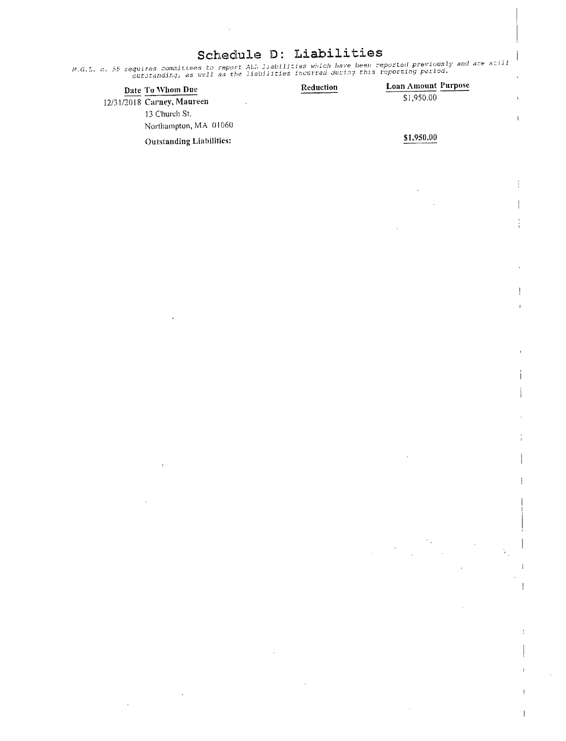# Schedule D: Liabilities

*M.G.L. c. 55 requires committees to report ALL liabilities which have been reported previously and are still outstanding, as well as the liabilities incurred during this reporting period.*

| Date | To Whom Due | Reduction | Loan Amount | Purpose |
|---|---|---|---|---|
| 12/31/2018 | **Carney, Maureen**<br>13 Church St.<br>Northampton, MA 01060 | | $1,950.00 | |
| | **Outstanding Liabilities:** | | **$1,950.00** | |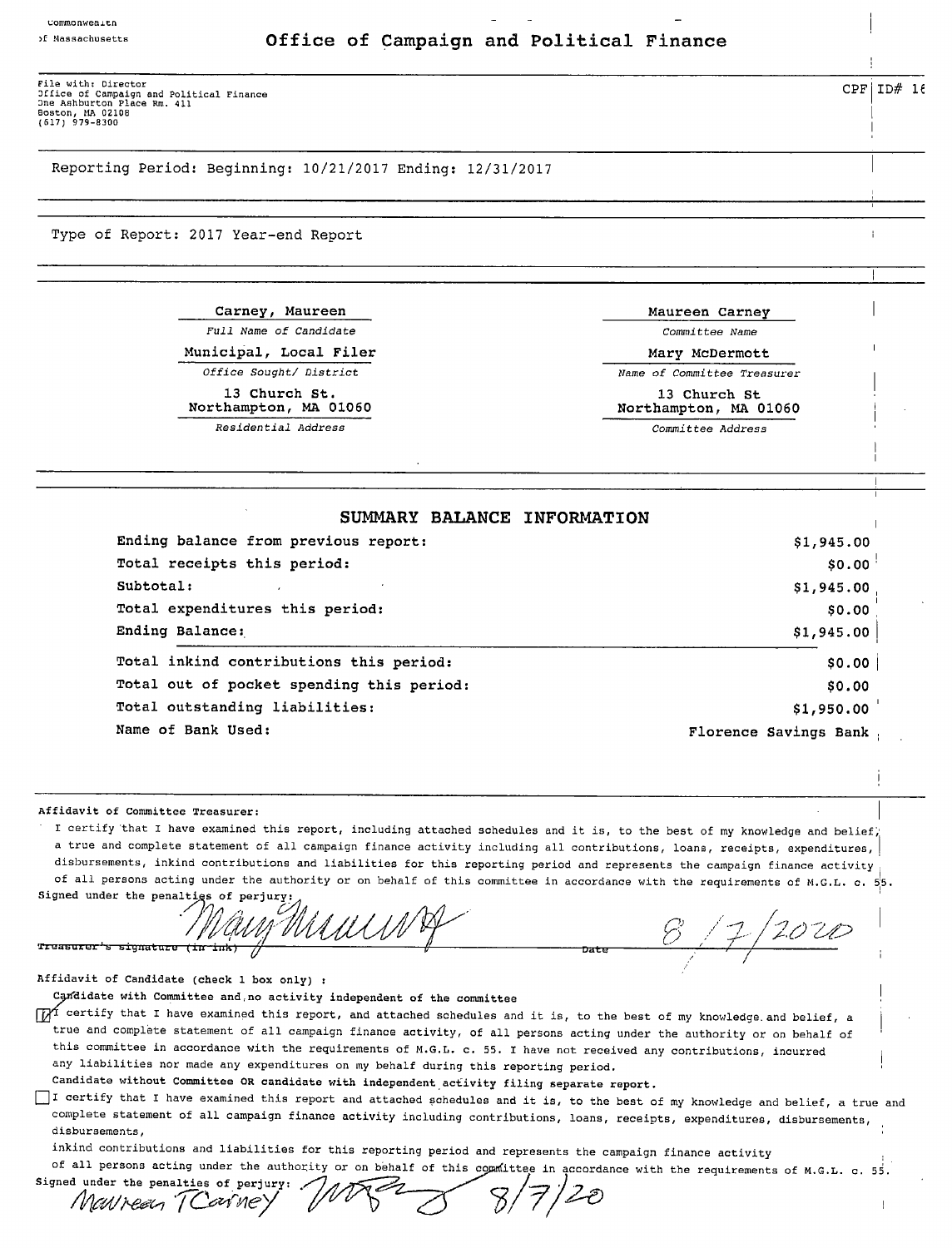Commonwealth of Massachusetts

# Office of Campaign and Political Finance

File with: Director
Office of Campaign and Political Finance
One Ashburton Place Rm. 411
Boston, MA 02108
(617) 979-8300

CPF ID# 16

Reporting Period: Beginning: 10/21/2017 Ending: 12/31/2017

Type of Report: 2017 Year-end Report

| | |
|---|---|
| Carney, Maureen | Maureen Carney |
| *Full Name of Candidate* | *Committee Name* |
| Municipal, Local Filer | Mary McDermott |
| *Office Sought/ District* | *Name of Committee Treasurer* |
| 13 Church St. Northampton, MA 01060 | 13 Church St Northampton, MA 01060 |
| *Residential Address* | *Committee Address* |

## SUMMARY BALANCE INFORMATION

| | |
|---|---|
| Ending balance from previous report: | $1,945.00 |
| Total receipts this period: | $0.00 |
| Subtotal: | $1,945.00 |
| Total expenditures this period: | $0.00 |
| Ending Balance: | $1,945.00 |
| Total inkind contributions this period: | $0.00 |
| Total out of pocket spending this period: | $0.00 |
| Total outstanding liabilities: | $1,950.00 |
| Name of Bank Used: | Florence Savings Bank |

**Affidavit of Committee Treasurer:**

I certify that I have examined this report, including attached schedules and it is, to the best of my knowledge and belief, a true and complete statement of all campaign finance activity including all contributions, loans, receipts, expenditures, disbursements, inkind contributions and liabilities for this reporting period and represents the campaign finance activity of all persons acting under the authority or on behalf of this committee in accordance with the requirements of M.G.L. c. 55.

Signed under the penalties of perjury:

Mary McDermott — Treasurer's signature (in ink) — Date 8/7/2020

**Affidavit of Candidate (check 1 box only) :**

**Candidate with Committee and no activity independent of the committee**

[x] I certify that I have examined this report, and attached schedules and it is, to the best of my knowledge and belief, a true and complete statement of all campaign finance activity, of all persons acting under the authority or on behalf of this committee in accordance with the requirements of M.G.L. c. 55. I have not received any contributions, incurred any liabilities nor made any expenditures on my behalf during this reporting period.

**Candidate without Committee OR candidate with independent activity filing separate report.**

[ ] I certify that I have examined this report and attached schedules and it is, to the best of my knowledge and belief, a true and complete statement of all campaign finance activity including contributions, loans, receipts, expenditures, disbursements, disbursements, inkind contributions and liabilities for this reporting period and represents the campaign finance activity of all persons acting under the authority or on behalf of this committee in accordance with the requirements of M.G.L. c. 55.

Signed under the penalties of perjury: Maureen T Carney 8/7/20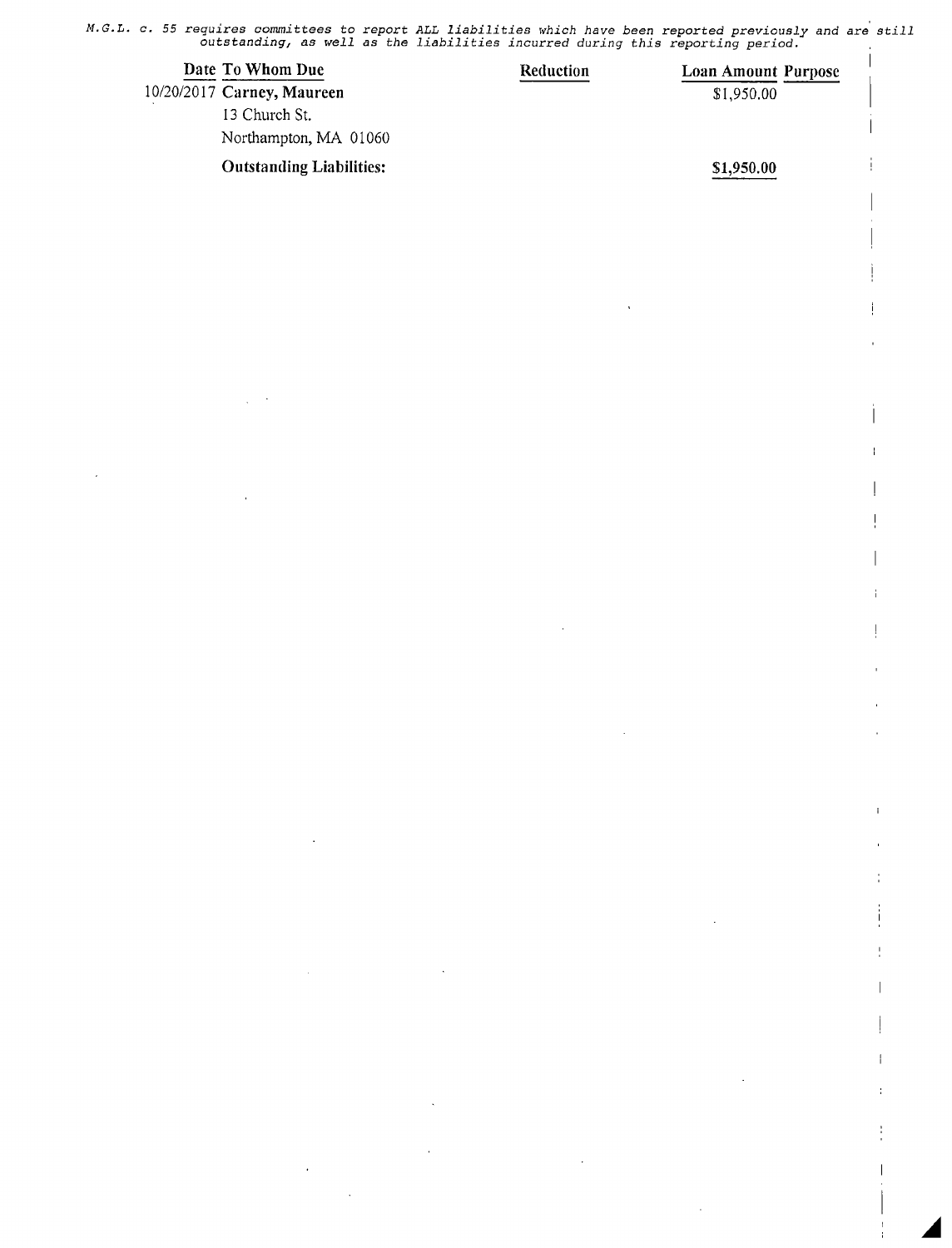*M.G.L. c. 55 requires committees to report ALL liabilities which have been reported previously and are still outstanding, as well as the liabilities incurred during this reporting period.*

| Date | To Whom Due | Reduction | Loan Amount | Purpose |
|---|---|---|---|---|
| 10/20/2017 | **Carney, Maureen**<br>13 Church St.<br>Northampton, MA 01060 | | $1,950.00 | |
| | **Outstanding Liabilities:** | | **$1,950.00** | |